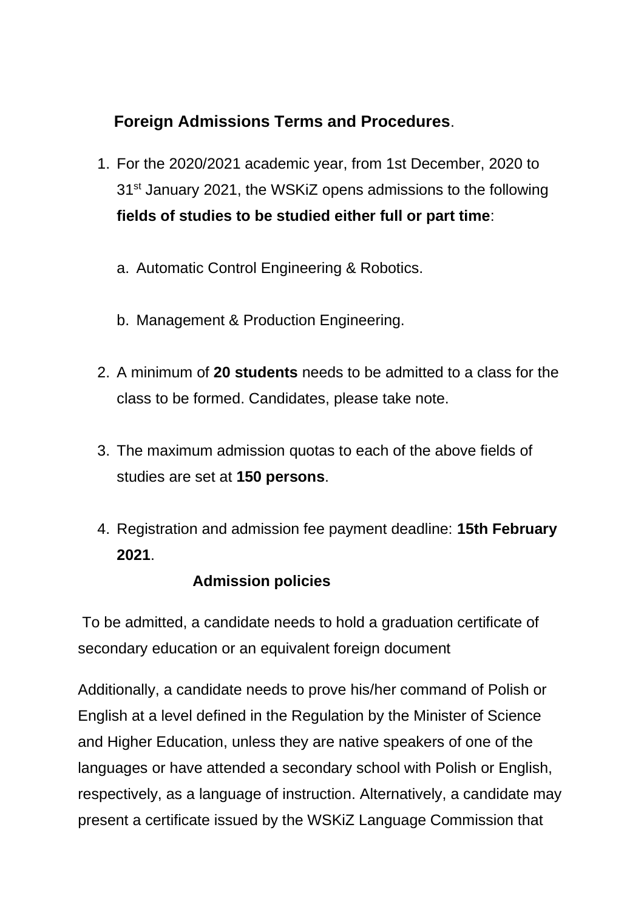## **Foreign Admissions Terms and Procedures**.

1. For the 2020/2021 academic year, from 1st December, 2020 to 31st January 2021, the WSKiZ opens admissions to the following **fields of studies to be studied either full or part time**:

    a. Automatic Control Engineering & Robotics.

    b. Management & Production Engineering.

2. A minimum of **20 students** needs to be admitted to a class for the class to be formed. Candidates, please take note.

3. The maximum admission quotas to each of the above fields of studies are set at **150 persons**.

4. Registration and admission fee payment deadline: **15th February 2021**.

### **Admission policies**

To be admitted, a candidate needs to hold a graduation certificate of secondary education or an equivalent foreign document

Additionally, a candidate needs to prove his/her command of Polish or English at a level defined in the Regulation by the Minister of Science and Higher Education, unless they are native speakers of one of the languages or have attended a secondary school with Polish or English, respectively, as a language of instruction. Alternatively, a candidate may present a certificate issued by the WSKiZ Language Commission that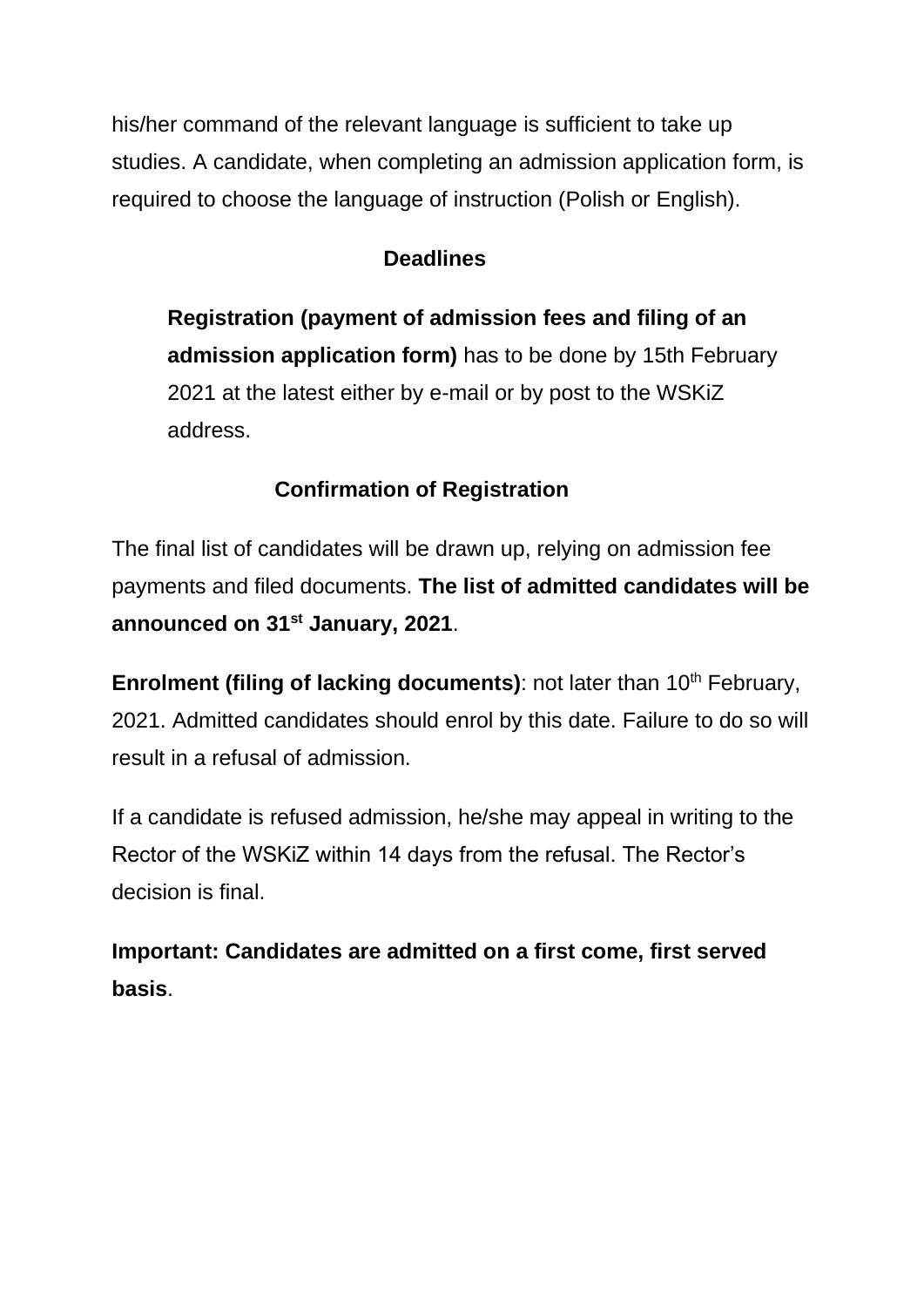his/her command of the relevant language is sufficient to take up studies. A candidate, when completing an admission application form, is required to choose the language of instruction (Polish or English).

## Deadlines

**Registration (payment of admission fees and filing of an admission application form)** has to be done by 15th February 2021 at the latest either by e-mail or by post to the WSKiZ address.

## Confirmation of Registration

The final list of candidates will be drawn up, relying on admission fee payments and filed documents. **The list of admitted candidates will be announced on 31st January, 2021**.

**Enrolment (filing of lacking documents)**: not later than 10th February, 2021. Admitted candidates should enrol by this date. Failure to do so will result in a refusal of admission.

If a candidate is refused admission, he/she may appeal in writing to the Rector of the WSKiZ within 14 days from the refusal. The Rector's decision is final.

**Important: Candidates are admitted on a first come, first served basis**.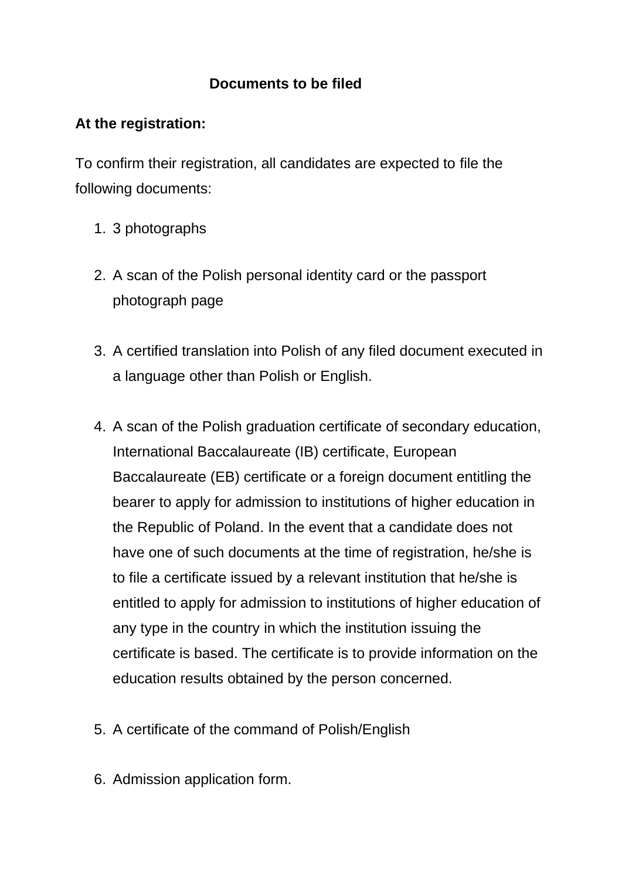## Documents to be filed

**At the registration:**

To confirm their registration, all candidates are expected to file the following documents:

1. 3 photographs

2. A scan of the Polish personal identity card or the passport photograph page

3. A certified translation into Polish of any filed document executed in a language other than Polish or English.

4. A scan of the Polish graduation certificate of secondary education, International Baccalaureate (IB) certificate, European Baccalaureate (EB) certificate or a foreign document entitling the bearer to apply for admission to institutions of higher education in the Republic of Poland. In the event that a candidate does not have one of such documents at the time of registration, he/she is to file a certificate issued by a relevant institution that he/she is entitled to apply for admission to institutions of higher education of any type in the country in which the institution issuing the certificate is based. The certificate is to provide information on the education results obtained by the person concerned.

5. A certificate of the command of Polish/English

6. Admission application form.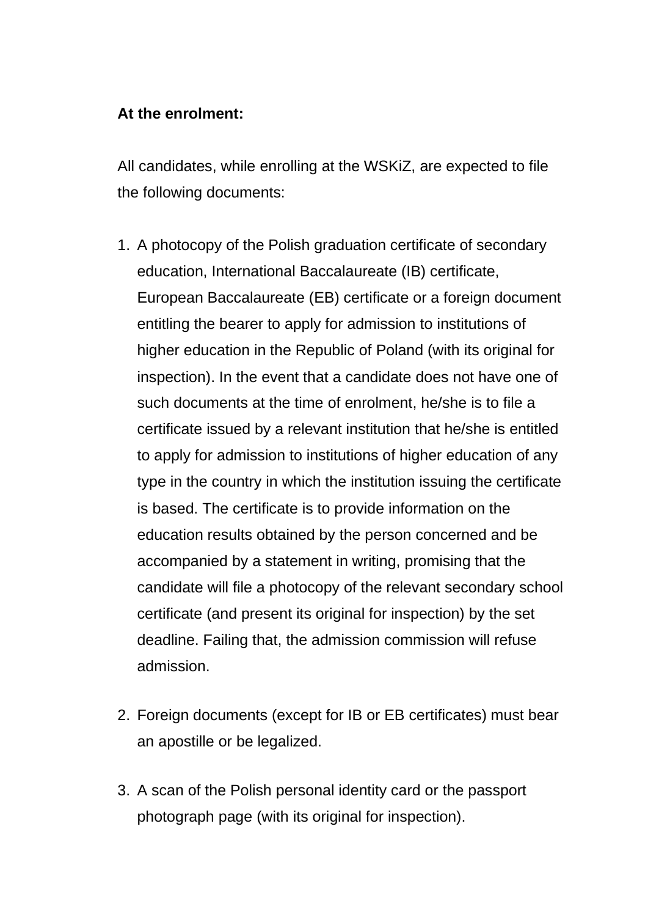**At the enrolment:**

All candidates, while enrolling at the WSKiZ, are expected to file the following documents:

1. A photocopy of the Polish graduation certificate of secondary education, International Baccalaureate (IB) certificate, European Baccalaureate (EB) certificate or a foreign document entitling the bearer to apply for admission to institutions of higher education in the Republic of Poland (with its original for inspection). In the event that a candidate does not have one of such documents at the time of enrolment, he/she is to file a certificate issued by a relevant institution that he/she is entitled to apply for admission to institutions of higher education of any type in the country in which the institution issuing the certificate is based. The certificate is to provide information on the education results obtained by the person concerned and be accompanied by a statement in writing, promising that the candidate will file a photocopy of the relevant secondary school certificate (and present its original for inspection) by the set deadline. Failing that, the admission commission will refuse admission.

2. Foreign documents (except for IB or EB certificates) must bear an apostille or be legalized.

3. A scan of the Polish personal identity card or the passport photograph page (with its original for inspection).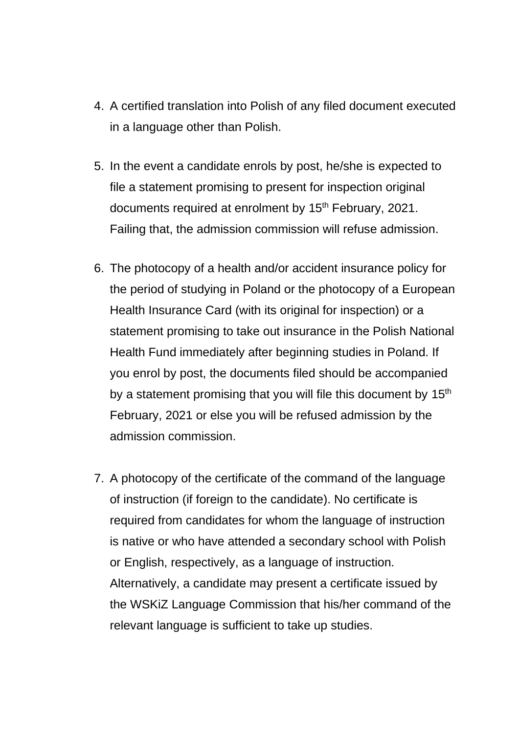4. A certified translation into Polish of any filed document executed in a language other than Polish.

5. In the event a candidate enrols by post, he/she is expected to file a statement promising to present for inspection original documents required at enrolment by 15th February, 2021. Failing that, the admission commission will refuse admission.

6. The photocopy of a health and/or accident insurance policy for the period of studying in Poland or the photocopy of a European Health Insurance Card (with its original for inspection) or a statement promising to take out insurance in the Polish National Health Fund immediately after beginning studies in Poland. If you enrol by post, the documents filed should be accompanied by a statement promising that you will file this document by 15th February, 2021 or else you will be refused admission by the admission commission.

7. A photocopy of the certificate of the command of the language of instruction (if foreign to the candidate). No certificate is required from candidates for whom the language of instruction is native or who have attended a secondary school with Polish or English, respectively, as a language of instruction. Alternatively, a candidate may present a certificate issued by the WSKiZ Language Commission that his/her command of the relevant language is sufficient to take up studies.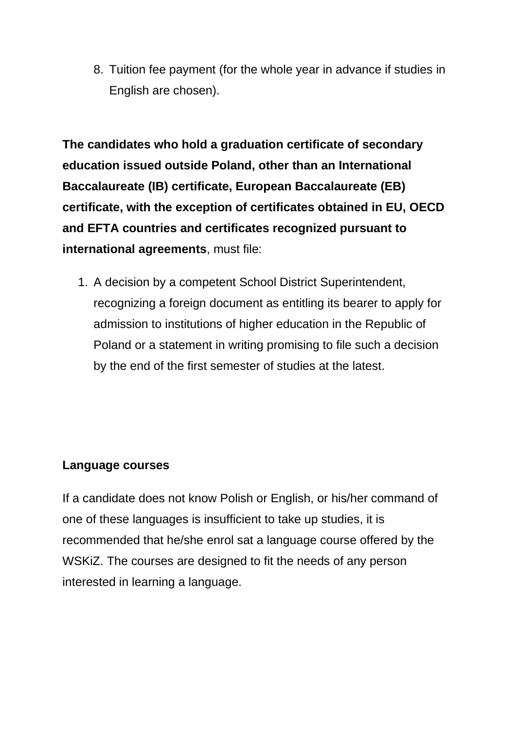8. Tuition fee payment (for the whole year in advance if studies in English are chosen).

**The candidates who hold a graduation certificate of secondary education issued outside Poland, other than an International Baccalaureate (IB) certificate, European Baccalaureate (EB) certificate, with the exception of certificates obtained in EU, OECD and EFTA countries and certificates recognized pursuant to international agreements**, must file:

1. A decision by a competent School District Superintendent, recognizing a foreign document as entitling its bearer to apply for admission to institutions of higher education in the Republic of Poland or a statement in writing promising to file such a decision by the end of the first semester of studies at the latest.

**Language courses**

If a candidate does not know Polish or English, or his/her command of one of these languages is insufficient to take up studies, it is recommended that he/she enrol sat a language course offered by the WSKiZ. The courses are designed to fit the needs of any person interested in learning a language.